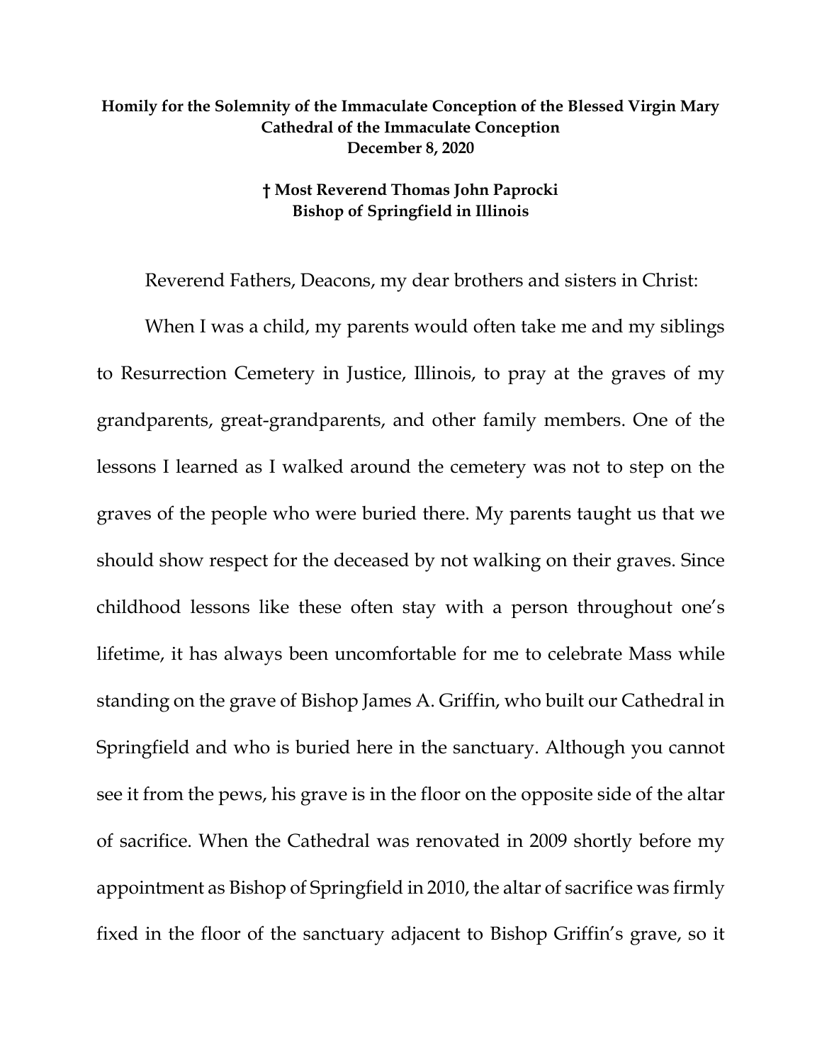**Homily for the Solemnity of the Immaculate Conception of the Blessed Virgin Mary**
**Cathedral of the Immaculate Conception**
**December 8, 2020**

**† Most Reverend Thomas John Paprocki**
**Bishop of Springfield in Illinois**

Reverend Fathers, Deacons, my dear brothers and sisters in Christ:

When I was a child, my parents would often take me and my siblings to Resurrection Cemetery in Justice, Illinois, to pray at the graves of my grandparents, great-grandparents, and other family members. One of the lessons I learned as I walked around the cemetery was not to step on the graves of the people who were buried there. My parents taught us that we should show respect for the deceased by not walking on their graves. Since childhood lessons like these often stay with a person throughout one's lifetime, it has always been uncomfortable for me to celebrate Mass while standing on the grave of Bishop James A. Griffin, who built our Cathedral in Springfield and who is buried here in the sanctuary. Although you cannot see it from the pews, his grave is in the floor on the opposite side of the altar of sacrifice. When the Cathedral was renovated in 2009 shortly before my appointment as Bishop of Springfield in 2010, the altar of sacrifice was firmly fixed in the floor of the sanctuary adjacent to Bishop Griffin's grave, so it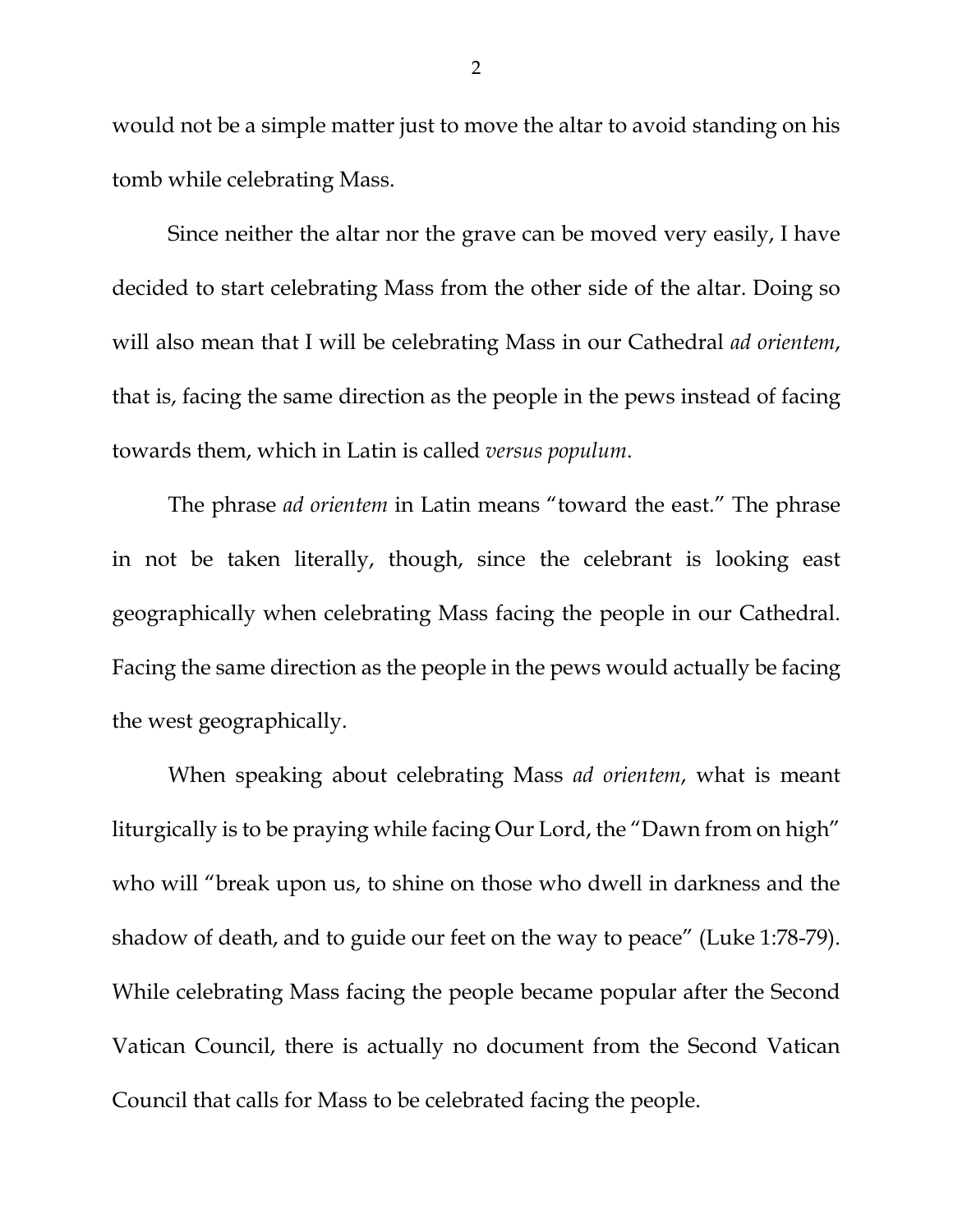would not be a simple matter just to move the altar to avoid standing on his tomb while celebrating Mass.

Since neither the altar nor the grave can be moved very easily, I have decided to start celebrating Mass from the other side of the altar. Doing so will also mean that I will be celebrating Mass in our Cathedral *ad orientem*, that is, facing the same direction as the people in the pews instead of facing towards them, which in Latin is called *versus populum*.

The phrase *ad orientem* in Latin means "toward the east." The phrase in not be taken literally, though, since the celebrant is looking east geographically when celebrating Mass facing the people in our Cathedral. Facing the same direction as the people in the pews would actually be facing the west geographically.

When speaking about celebrating Mass *ad orientem*, what is meant liturgically is to be praying while facing Our Lord, the "Dawn from on high" who will "break upon us, to shine on those who dwell in darkness and the shadow of death, and to guide our feet on the way to peace" (Luke 1:78-79). While celebrating Mass facing the people became popular after the Second Vatican Council, there is actually no document from the Second Vatican Council that calls for Mass to be celebrated facing the people.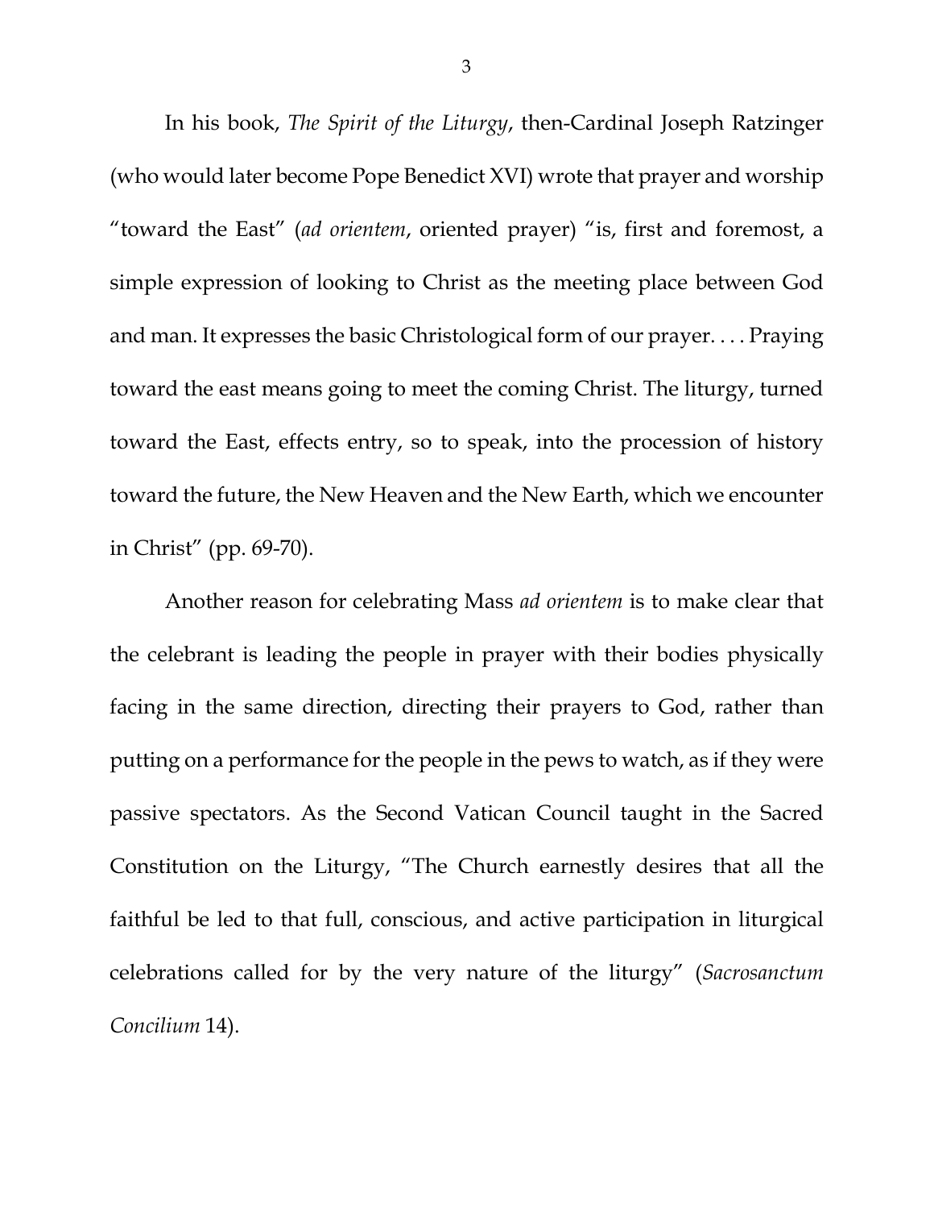In his book, *The Spirit of the Liturgy*, then-Cardinal Joseph Ratzinger (who would later become Pope Benedict XVI) wrote that prayer and worship "toward the East" (*ad orientem*, oriented prayer) "is, first and foremost, a simple expression of looking to Christ as the meeting place between God and man. It expresses the basic Christological form of our prayer. . . . Praying toward the east means going to meet the coming Christ. The liturgy, turned toward the East, effects entry, so to speak, into the procession of history toward the future, the New Heaven and the New Earth, which we encounter in Christ" (pp. 69-70).

Another reason for celebrating Mass *ad orientem* is to make clear that the celebrant is leading the people in prayer with their bodies physically facing in the same direction, directing their prayers to God, rather than putting on a performance for the people in the pews to watch, as if they were passive spectators. As the Second Vatican Council taught in the Sacred Constitution on the Liturgy, "The Church earnestly desires that all the faithful be led to that full, conscious, and active participation in liturgical celebrations called for by the very nature of the liturgy" (*Sacrosanctum Concilium* 14).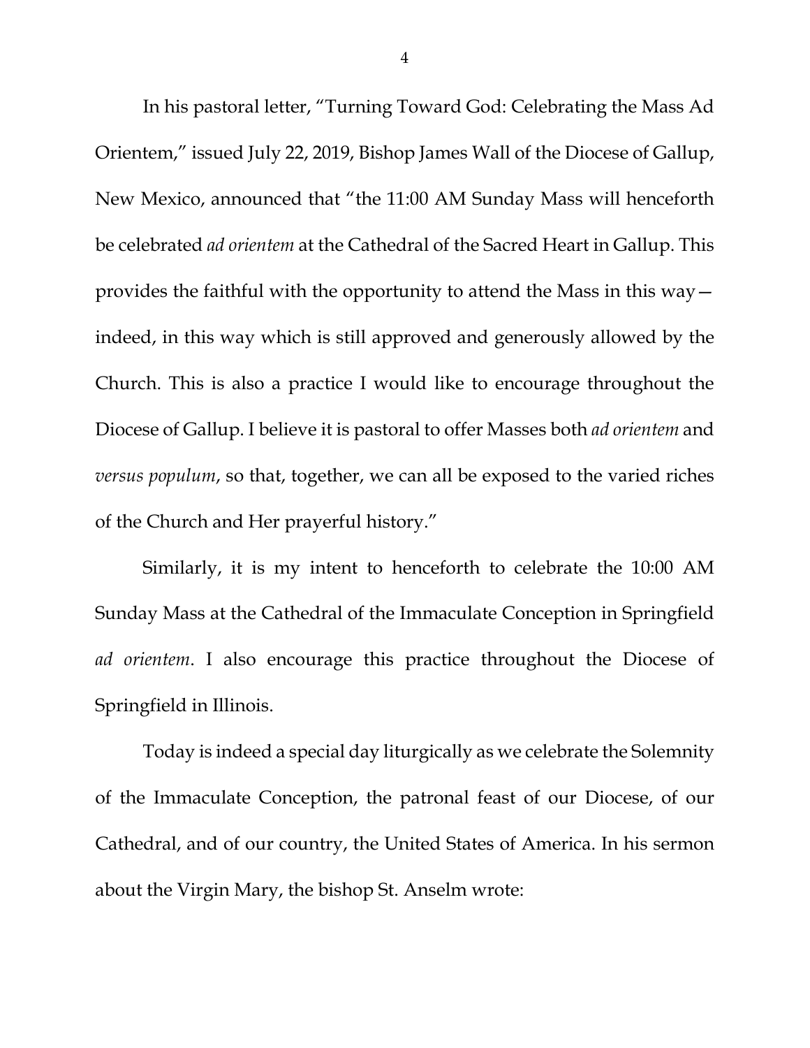In his pastoral letter, "Turning Toward God: Celebrating the Mass Ad Orientem," issued July 22, 2019, Bishop James Wall of the Diocese of Gallup, New Mexico, announced that "the 11:00 AM Sunday Mass will henceforth be celebrated *ad orientem* at the Cathedral of the Sacred Heart in Gallup. This provides the faithful with the opportunity to attend the Mass in this way—indeed, in this way which is still approved and generously allowed by the Church. This is also a practice I would like to encourage throughout the Diocese of Gallup. I believe it is pastoral to offer Masses both *ad orientem* and *versus populum*, so that, together, we can all be exposed to the varied riches of the Church and Her prayerful history."

Similarly, it is my intent to henceforth to celebrate the 10:00 AM Sunday Mass at the Cathedral of the Immaculate Conception in Springfield *ad orientem*. I also encourage this practice throughout the Diocese of Springfield in Illinois.

Today is indeed a special day liturgically as we celebrate the Solemnity of the Immaculate Conception, the patronal feast of our Diocese, of our Cathedral, and of our country, the United States of America. In his sermon about the Virgin Mary, the bishop St. Anselm wrote: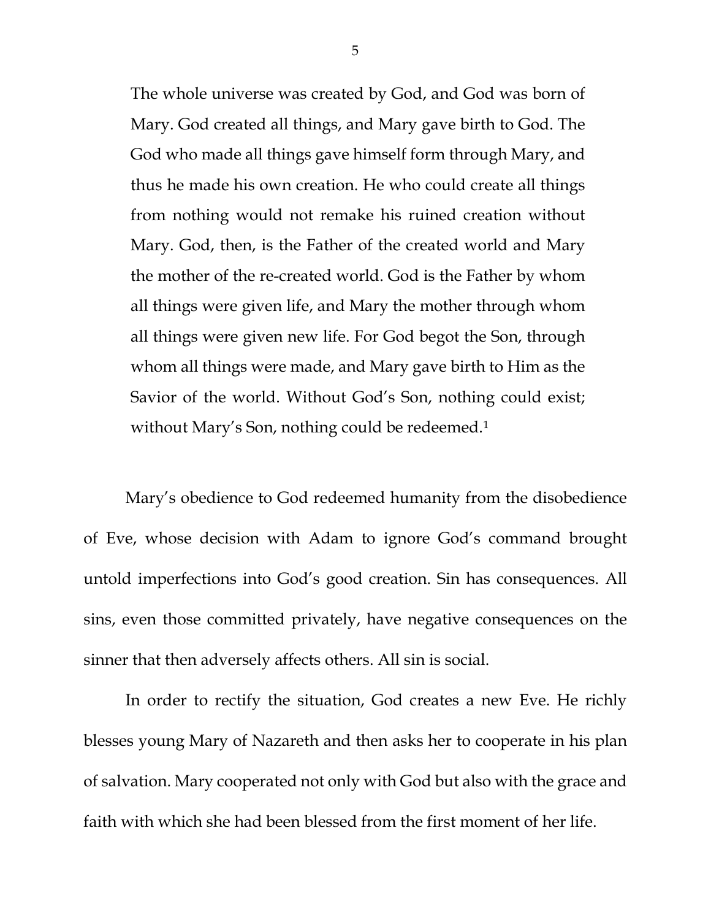> The whole universe was created by God, and God was born of Mary. God created all things, and Mary gave birth to God. The God who made all things gave himself form through Mary, and thus he made his own creation. He who could create all things from nothing would not remake his ruined creation without Mary. God, then, is the Father of the created world and Mary the mother of the re-created world. God is the Father by whom all things were given life, and Mary the mother through whom all things were given new life. For God begot the Son, through whom all things were made, and Mary gave birth to Him as the Savior of the world. Without God's Son, nothing could exist; without Mary's Son, nothing could be redeemed.[1]

Mary's obedience to God redeemed humanity from the disobedience of Eve, whose decision with Adam to ignore God's command brought untold imperfections into God's good creation. Sin has consequences. All sins, even those committed privately, have negative consequences on the sinner that then adversely affects others. All sin is social.

In order to rectify the situation, God creates a new Eve. He richly blesses young Mary of Nazareth and then asks her to cooperate in his plan of salvation. Mary cooperated not only with God but also with the grace and faith with which she had been blessed from the first moment of her life.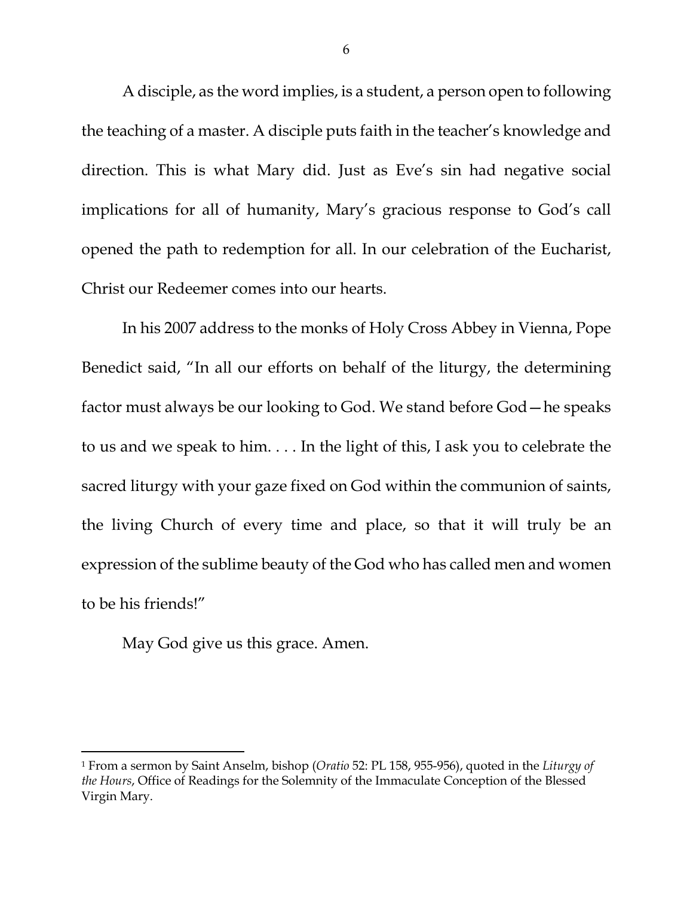A disciple, as the word implies, is a student, a person open to following the teaching of a master. A disciple puts faith in the teacher's knowledge and direction. This is what Mary did. Just as Eve's sin had negative social implications for all of humanity, Mary's gracious response to God's call opened the path to redemption for all. In our celebration of the Eucharist, Christ our Redeemer comes into our hearts.

In his 2007 address to the monks of Holy Cross Abbey in Vienna, Pope Benedict said, "In all our efforts on behalf of the liturgy, the determining factor must always be our looking to God. We stand before God—he speaks to us and we speak to him. . . . In the light of this, I ask you to celebrate the sacred liturgy with your gaze fixed on God within the communion of saints, the living Church of every time and place, so that it will truly be an expression of the sublime beauty of the God who has called men and women to be his friends!"

May God give us this grace. Amen.

---

[1] From a sermon by Saint Anselm, bishop (*Oratio* 52: PL 158, 955-956), quoted in the *Liturgy of the Hours*, Office of Readings for the Solemnity of the Immaculate Conception of the Blessed Virgin Mary.